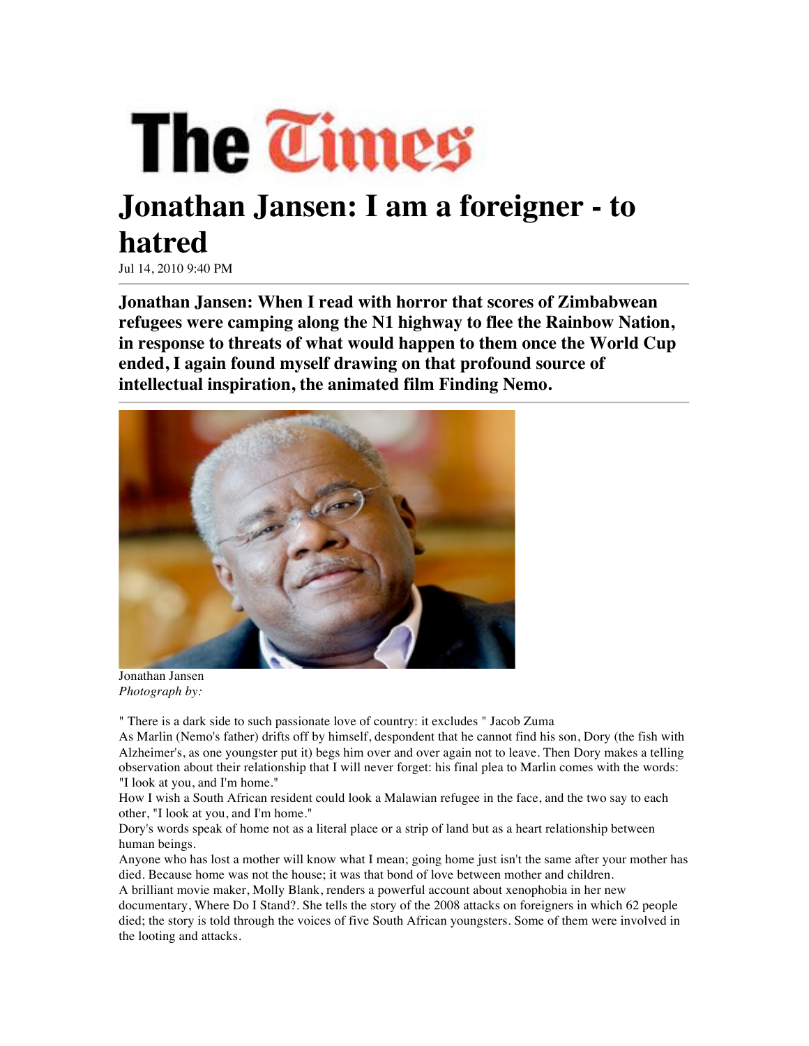# The Times

# Jonathan Jansen: I am a foreigner - to hatred

Jul 14, 2010 9:40 PM

**Jonathan Jansen: When I read with horror that scores of Zimbabwean refugees were camping along the N1 highway to flee the Rainbow Nation, in response to threats of what would happen to them once the World Cup ended, I again found myself drawing on that profound source of intellectual inspiration, the animated film Finding Nemo.**

Jonathan Jansen
*Photograph by:*

" There is a dark side to such passionate love of country: it excludes " Jacob Zuma

As Marlin (Nemo's father) drifts off by himself, despondent that he cannot find his son, Dory (the fish with Alzheimer's, as one youngster put it) begs him over and over again not to leave. Then Dory makes a telling observation about their relationship that I will never forget: his final plea to Marlin comes with the words: "I look at you, and I'm home."

How I wish a South African resident could look a Malawian refugee in the face, and the two say to each other, "I look at you, and I'm home."

Dory's words speak of home not as a literal place or a strip of land but as a heart relationship between human beings.

Anyone who has lost a mother will know what I mean; going home just isn't the same after your mother has died. Because home was not the house; it was that bond of love between mother and children.

A brilliant movie maker, Molly Blank, renders a powerful account about xenophobia in her new documentary, Where Do I Stand?. She tells the story of the 2008 attacks on foreigners in which 62 people died; the story is told through the voices of five South African youngsters. Some of them were involved in the looting and attacks.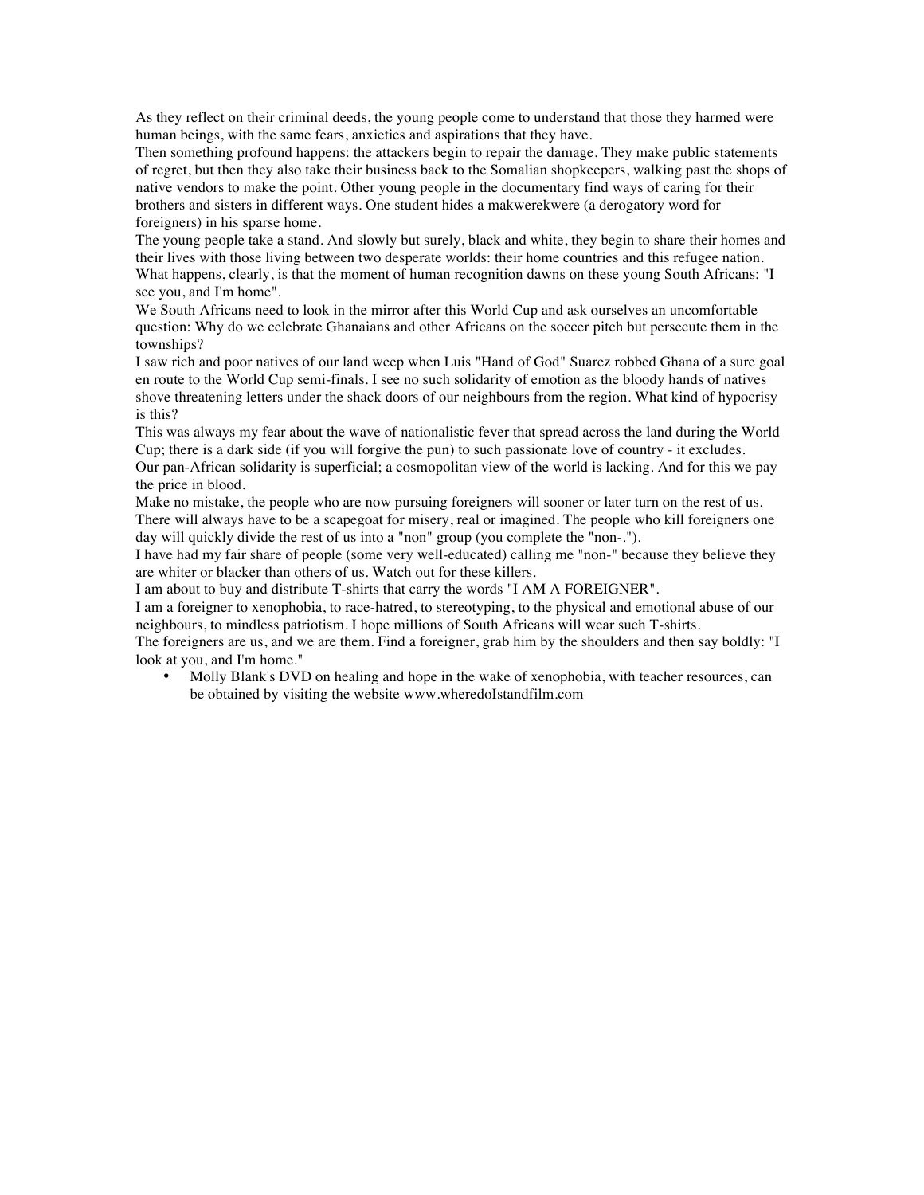As they reflect on their criminal deeds, the young people come to understand that those they harmed were human beings, with the same fears, anxieties and aspirations that they have.

Then something profound happens: the attackers begin to repair the damage. They make public statements of regret, but then they also take their business back to the Somalian shopkeepers, walking past the shops of native vendors to make the point. Other young people in the documentary find ways of caring for their brothers and sisters in different ways. One student hides a makwerekwere (a derogatory word for foreigners) in his sparse home.

The young people take a stand. And slowly but surely, black and white, they begin to share their homes and their lives with those living between two desperate worlds: their home countries and this refugee nation.

What happens, clearly, is that the moment of human recognition dawns on these young South Africans: "I see you, and I'm home".

We South Africans need to look in the mirror after this World Cup and ask ourselves an uncomfortable question: Why do we celebrate Ghanaians and other Africans on the soccer pitch but persecute them in the townships?

I saw rich and poor natives of our land weep when Luis "Hand of God" Suarez robbed Ghana of a sure goal en route to the World Cup semi-finals. I see no such solidarity of emotion as the bloody hands of natives shove threatening letters under the shack doors of our neighbours from the region. What kind of hypocrisy is this?

This was always my fear about the wave of nationalistic fever that spread across the land during the World Cup; there is a dark side (if you will forgive the pun) to such passionate love of country - it excludes.

Our pan-African solidarity is superficial; a cosmopolitan view of the world is lacking. And for this we pay the price in blood.

Make no mistake, the people who are now pursuing foreigners will sooner or later turn on the rest of us. There will always have to be a scapegoat for misery, real or imagined. The people who kill foreigners one day will quickly divide the rest of us into a "non" group (you complete the "non-.").

I have had my fair share of people (some very well-educated) calling me "non-" because they believe they are whiter or blacker than others of us. Watch out for these killers.

I am about to buy and distribute T-shirts that carry the words "I AM A FOREIGNER".

I am a foreigner to xenophobia, to race-hatred, to stereotyping, to the physical and emotional abuse of our neighbours, to mindless patriotism. I hope millions of South Africans will wear such T-shirts.

The foreigners are us, and we are them. Find a foreigner, grab him by the shoulders and then say boldly: "I look at you, and I'm home."

- Molly Blank's DVD on healing and hope in the wake of xenophobia, with teacher resources, can be obtained by visiting the website www.wheredoIstandfilm.com